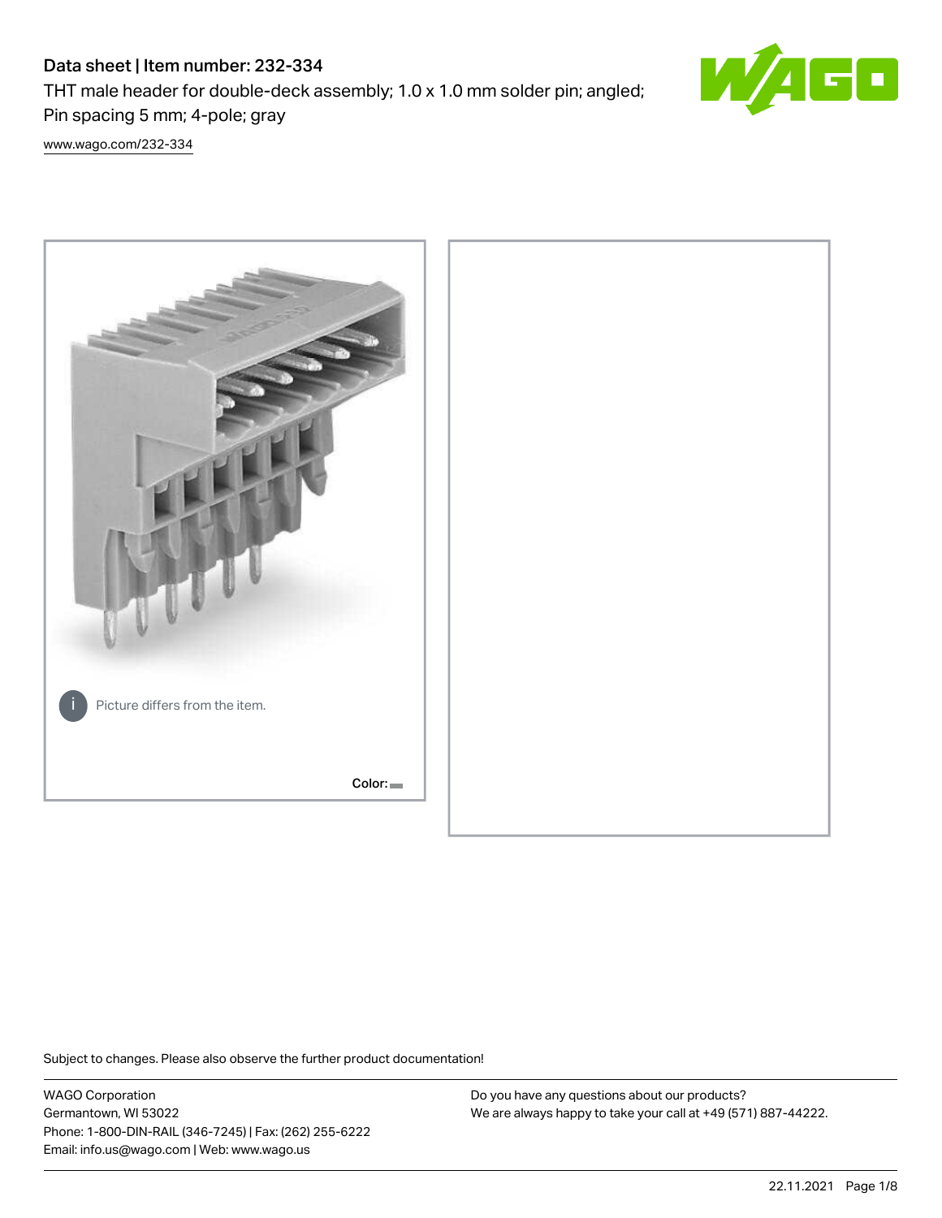# Data sheet | Item number: 232-334

THT male header for double-deck assembly; 1.0 x 1.0 mm solder pin; angled; Pin spacing 5 mm; 4-pole; gray

www.wago.com/232-334

Picture differs from the item.

Color:

Subject to changes. Please also observe the further product documentation!

WAGO Corporation
Germantown, WI 53022
Phone: 1-800-DIN-RAIL (346-7245) | Fax: (262) 255-6222
Email: info.us@wago.com | Web: www.wago.us

Do you have any questions about our products?
We are always happy to take your call at +49 (571) 887-44222.

22.11.2021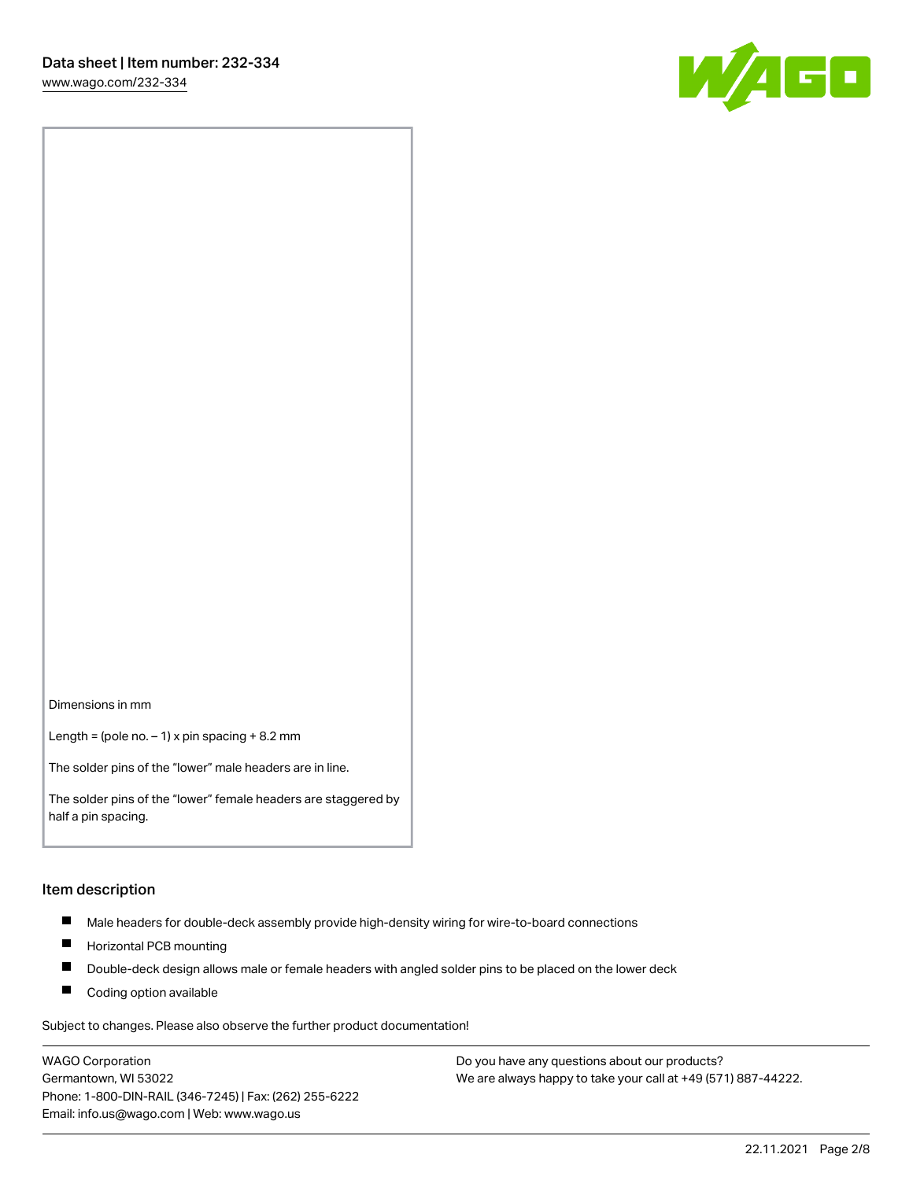Dimensions in mm

Length = (pole no. – 1) x pin spacing + 8.2 mm

The solder pins of the “lower” male headers are in line.

The solder pins of the “lower” female headers are staggered by half a pin spacing.

## Item description

- Male headers for double-deck assembly provide high-density wiring for wire-to-board connections
- Horizontal PCB mounting
- Double-deck design allows male or female headers with angled solder pins to be placed on the lower deck
- Coding option available

Subject to changes. Please also observe the further product documentation!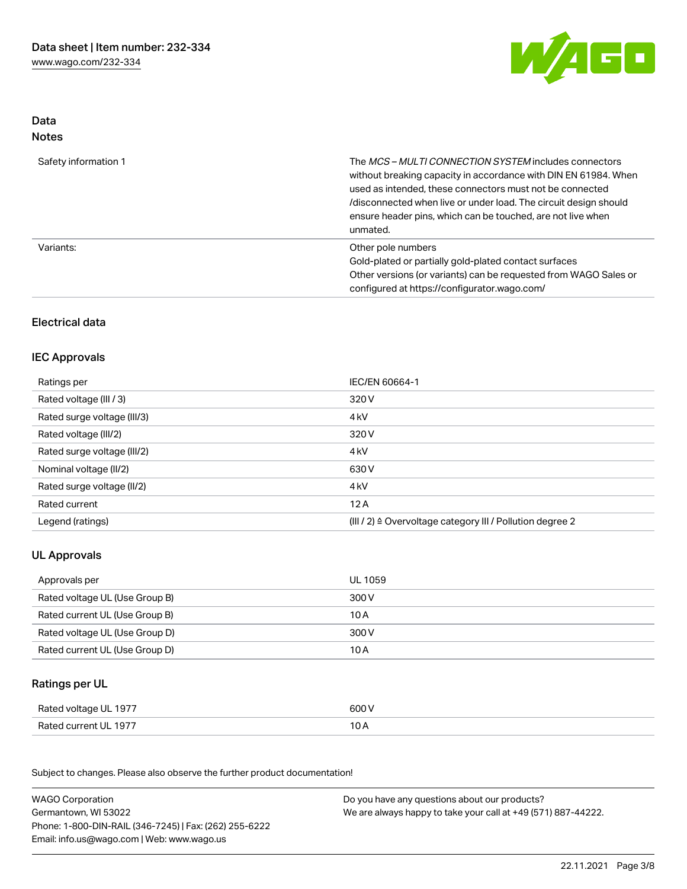## Data

### Notes

| | |
|---|---|
| Safety information 1 | The *MCS – MULTI CONNECTION SYSTEM* includes connectors without breaking capacity in accordance with DIN EN 61984. When used as intended, these connectors must not be connected /disconnected when live or under load. The circuit design should ensure header pins, which can be touched, are not live when unmated. |
| Variants: | Other pole numbers<br>Gold-plated or partially gold-plated contact surfaces<br>Other versions (or variants) can be requested from WAGO Sales or configured at https://configurator.wago.com/ |

## Electrical data

### IEC Approvals

| | |
|---|---|
| Ratings per | IEC/EN 60664-1 |
| Rated voltage (III / 3) | 320 V |
| Rated surge voltage (III/3) | 4 kV |
| Rated voltage (III/2) | 320 V |
| Rated surge voltage (III/2) | 4 kV |
| Nominal voltage (II/2) | 630 V |
| Rated surge voltage (II/2) | 4 kV |
| Rated current | 12 A |
| Legend (ratings) | (III / 2) ≙ Overvoltage category III / Pollution degree 2 |

### UL Approvals

| | |
|---|---|
| Approvals per | UL 1059 |
| Rated voltage UL (Use Group B) | 300 V |
| Rated current UL (Use Group B) | 10 A |
| Rated voltage UL (Use Group D) | 300 V |
| Rated current UL (Use Group D) | 10 A |

### Ratings per UL

| | |
|---|---|
| Rated voltage UL 1977 | 600 V |
| Rated current UL 1977 | 10 A |

Subject to changes. Please also observe the further product documentation!

WAGO Corporation
Germantown, WI 53022
Phone: 1-800-DIN-RAIL (346-7245) | Fax: (262) 255-6222
Email: info.us@wago.com | Web: www.wago.us

Do you have any questions about our products?
We are always happy to take your call at +49 (571) 887-44222.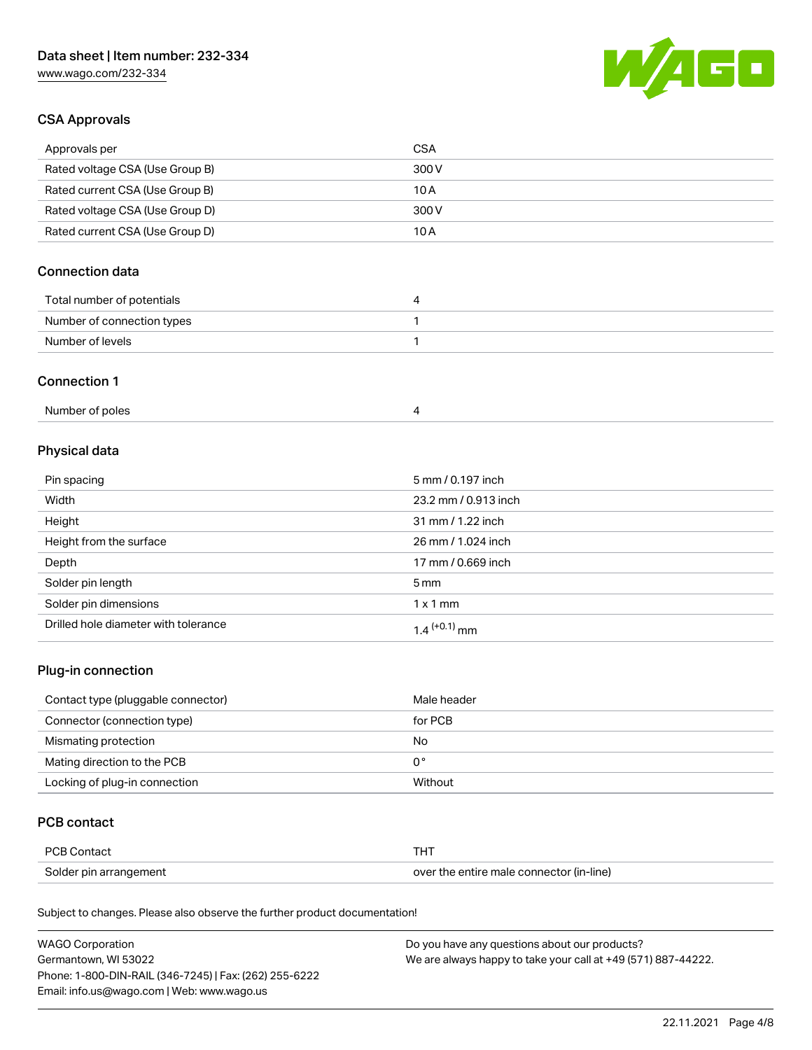## CSA Approvals

| Approvals per | CSA |
|---|---|
| Rated voltage CSA (Use Group B) | 300 V |
| Rated current CSA (Use Group B) | 10 A |
| Rated voltage CSA (Use Group D) | 300 V |
| Rated current CSA (Use Group D) | 10 A |

## Connection data

| Total number of potentials | 4 |
|---|---|
| Number of connection types | 1 |
| Number of levels | 1 |

## Connection 1

| Number of poles | 4 |
|---|---|

## Physical data

| Pin spacing | 5 mm / 0.197 inch |
|---|---|
| Width | 23.2 mm / 0.913 inch |
| Height | 31 mm / 1.22 inch |
| Height from the surface | 26 mm / 1.024 inch |
| Depth | 17 mm / 0.669 inch |
| Solder pin length | 5 mm |
| Solder pin dimensions | 1 x 1 mm |
| Drilled hole diameter with tolerance | $1.4^{(+0.1)}$ mm |

## Plug-in connection

| Contact type (pluggable connector) | Male header |
|---|---|
| Connector (connection type) | for PCB |
| Mismatching protection | No |
| Mating direction to the PCB | 0 ° |
| Locking of plug-in connection | Without |

## PCB contact

| PCB Contact | THT |
|---|---|
| Solder pin arrangement | over the entire male connector (in-line) |

Subject to changes. Please also observe the further product documentation!

WAGO Corporation
Germantown, WI 53022
Phone: 1-800-DIN-RAIL (346-7245) | Fax: (262) 255-6222
Email: info.us@wago.com | Web: www.wago.us

Do you have any questions about our products?
We are always happy to take your call at +49 (571) 887-44222.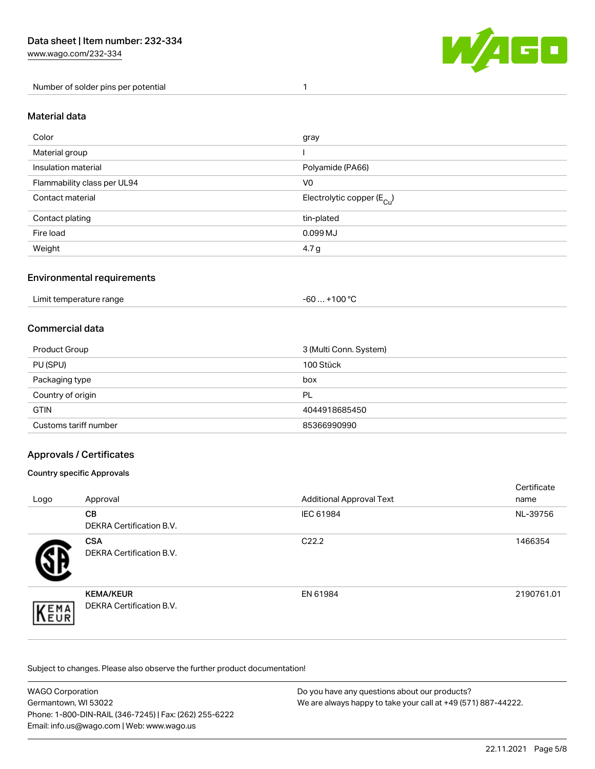| Number of solder pins per potential | 1 |
| --- | --- |

## Material data

| Color | gray |
| --- | --- |
| Material group | I |
| Insulation material | Polyamide (PA66) |
| Flammability class per UL94 | V0 |
| Contact material | Electrolytic copper ($E_{Cu}$) |
| Contact plating | tin-plated |
| Fire load | 0.099 MJ |
| Weight | 4.7 g |

## Environmental requirements

| Limit temperature range | -60 … +100 °C |
| --- | --- |

## Commercial data

| Product Group | 3 (Multi Conn. System) |
| --- | --- |
| PU (SPU) | 100 Stück |
| Packaging type | box |
| Country of origin | PL |
| GTIN | 4044918685450 |
| Customs tariff number | 85366990990 |

## Approvals / Certificates

### Country specific Approvals

| Logo | Approval | Additional Approval Text | Certificate name |
| --- | --- | --- | --- |
| | **CB** DEKRA Certification B.V. | IEC 61984 | NL-39756 |
| | **CSA** DEKRA Certification B.V. | C22.2 | 1466354 |
| | **KEMA/KEUR** DEKRA Certification B.V. | EN 61984 | 2190761.01 |

Subject to changes. Please also observe the further product documentation!

WAGO Corporation
Germantown, WI 53022
Phone: 1-800-DIN-RAIL (346-7245) | Fax: (262) 255-6222
Email: info.us@wago.com | Web: www.wago.us

Do you have any questions about our products?
We are always happy to take your call at +49 (571) 887-44222.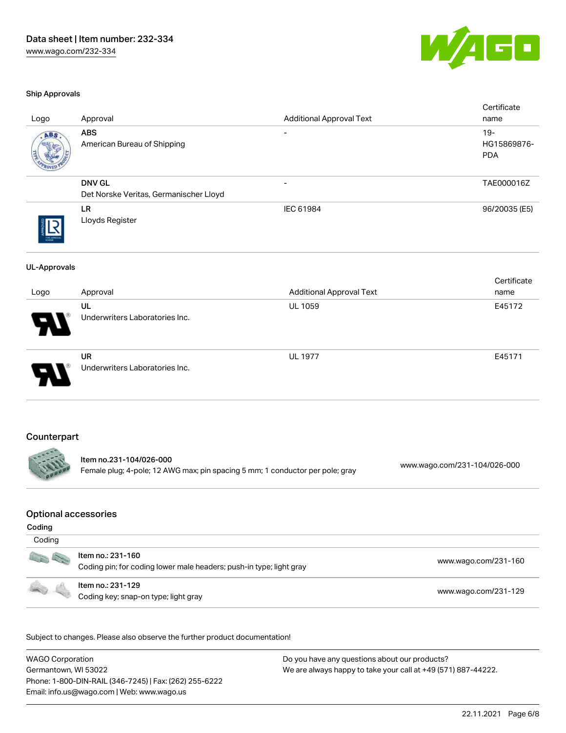### Ship Approvals

| Logo | Approval | Additional Approval Text | Certificate name |
|---|---|---|---|
| | **ABS**<br>American Bureau of Shipping | - | 19-HG15869876-PDA |
| | **DNV GL**<br>Det Norske Veritas, Germanischer Lloyd | - | TAE000016Z |
| | **LR**<br>Lloyds Register | IEC 61984 | 96/20035 (E5) |

### UL-Approvals

| Logo | Approval | Additional Approval Text | Certificate name |
|---|---|---|---|
| | **UL**<br>Underwriters Laboratories Inc. | UL 1059 | E45172 |
| | **UR**<br>Underwriters Laboratories Inc. | UL 1977 | E45171 |

## Counterpart

| Item | Link |
|---|---|
| Item no.231-104/026-000<br>Female plug; 4-pole; 12 AWG max; pin spacing 5 mm; 1 conductor per pole; gray | www.wago.com/231-104/026-000 |

## Optional accessories

### Coding

| Coding | |
|---|---|
| Item no.: 231-160<br>Coding pin; for coding lower male headers; push-in type; light gray | www.wago.com/231-160 |
| Item no.: 231-129<br>Coding key; snap-on type; light gray | www.wago.com/231-129 |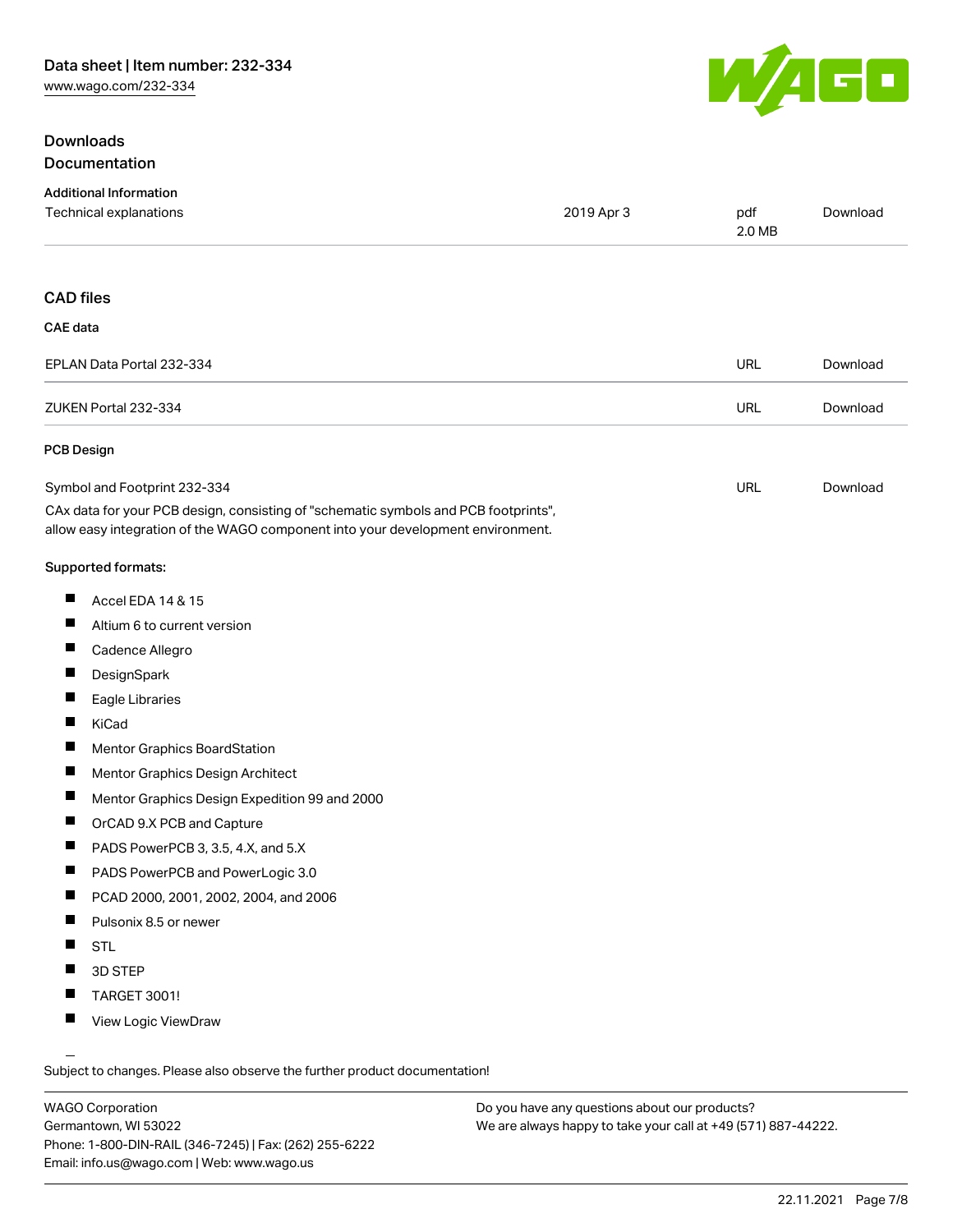## Downloads

### Documentation

**Additional Information**

| | | | |
|---|---|---|---|
| Technical explanations | 2019 Apr 3 | pdf 2.0 MB | Download |

### CAD files

**CAE data**

| | | |
|---|---|---|
| EPLAN Data Portal 232-334 | URL | Download |
| ZUKEN Portal 232-334 | URL | Download |

**PCB Design**

| | | |
|---|---|---|
| Symbol and Footprint 232-334 | URL | Download |

CAx data for your PCB design, consisting of "schematic symbols and PCB footprints", allow easy integration of the WAGO component into your development environment.

**Supported formats:**

- Accel EDA 14 & 15
- Altium 6 to current version
- Cadence Allegro
- DesignSpark
- Eagle Libraries
- KiCad
- Mentor Graphics BoardStation
- Mentor Graphics Design Architect
- Mentor Graphics Design Expedition 99 and 2000
- OrCAD 9.X PCB and Capture
- PADS PowerPCB 3, 3.5, 4.X, and 5.X
- PADS PowerPCB and PowerLogic 3.0
- PCAD 2000, 2001, 2002, 2004, and 2006
- Pulsonix 8.5 or newer
- STL
- 3D STEP
- TARGET 3001!
- View Logic ViewDraw

Subject to changes. Please also observe the further product documentation!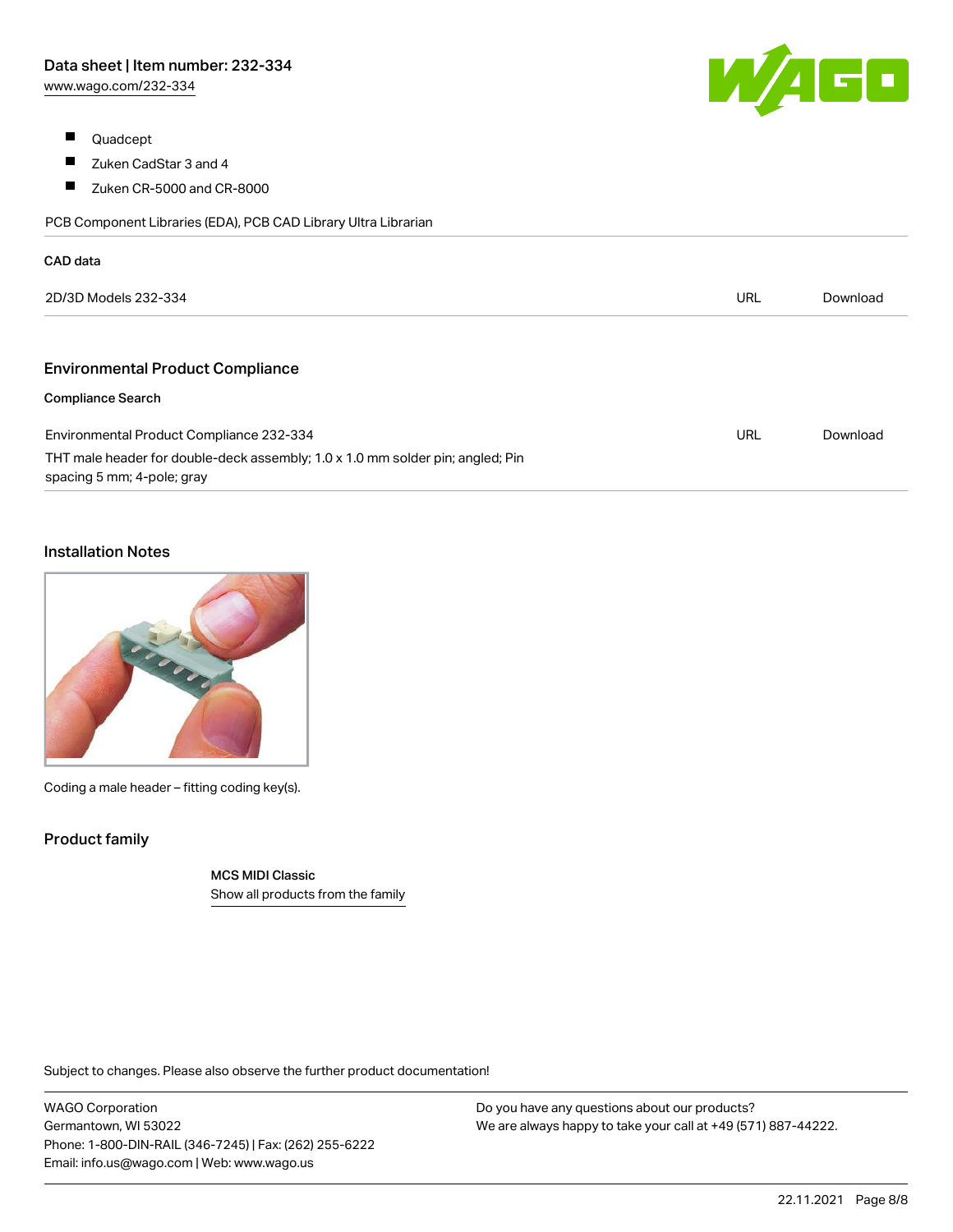- Quadcept
- Zuken CadStar 3 and 4
- Zuken CR-5000 and CR-8000

PCB Component Libraries (EDA), PCB CAD Library Ultra Librarian

**CAD data**

| | | |
|---|---|---|
| 2D/3D Models 232-334 | URL | Download |

## Environmental Product Compliance

**Compliance Search**

| | | |
|---|---|---|
| Environmental Product Compliance 232-334<br>THT male header for double-deck assembly; 1.0 x 1.0 mm solder pin; angled; Pin spacing 5 mm; 4-pole; gray | URL | Download |

## Installation Notes

Coding a male header – fitting coding key(s).

## Product family

**MCS MIDI Classic**
Show all products from the family

Subject to changes. Please also observe the further product documentation!

WAGO Corporation
Germantown, WI 53022
Phone: 1-800-DIN-RAIL (346-7245) | Fax: (262) 255-6222
Email: info.us@wago.com | Web: www.wago.us

Do you have any questions about our products?
We are always happy to take your call at +49 (571) 887-44222.